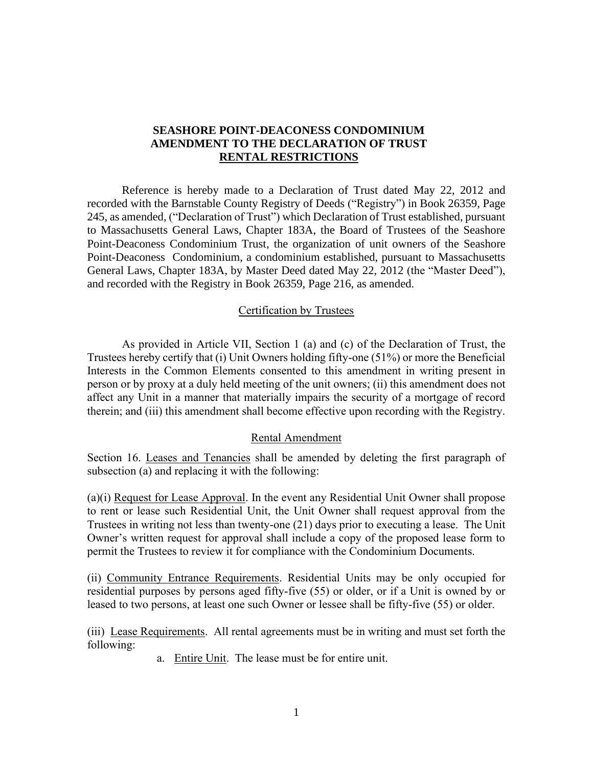# SEASHORE POINT-DEACONESS CONDOMINIUM AMENDMENT TO THE DECLARATION OF TRUST

## RENTAL RESTRICTIONS

Reference is hereby made to a Declaration of Trust dated May 22, 2012 and recorded with the Barnstable County Registry of Deeds ("Registry") in Book 26359, Page 245, as amended, ("Declaration of Trust") which Declaration of Trust established, pursuant to Massachusetts General Laws, Chapter 183A, the Board of Trustees of the Seashore Point-Deaconess Condominium Trust, the organization of unit owners of the Seashore Point-Deaconess Condominium, a condominium established, pursuant to Massachusetts General Laws, Chapter 183A, by Master Deed dated May 22, 2012 (the "Master Deed"), and recorded with the Registry in Book 26359, Page 216, as amended.

### Certification by Trustees

As provided in Article VII, Section 1 (a) and (c) of the Declaration of Trust, the Trustees hereby certify that (i) Unit Owners holding fifty-one (51%) or more the Beneficial Interests in the Common Elements consented to this amendment in writing present in person or by proxy at a duly held meeting of the unit owners; (ii) this amendment does not affect any Unit in a manner that materially impairs the security of a mortgage of record therein; and (iii) this amendment shall become effective upon recording with the Registry.

### Rental Amendment

Section 16. Leases and Tenancies shall be amended by deleting the first paragraph of subsection (a) and replacing it with the following:

(a)(i) Request for Lease Approval. In the event any Residential Unit Owner shall propose to rent or lease such Residential Unit, the Unit Owner shall request approval from the Trustees in writing not less than twenty-one (21) days prior to executing a lease. The Unit Owner's written request for approval shall include a copy of the proposed lease form to permit the Trustees to review it for compliance with the Condominium Documents.

(ii) Community Entrance Requirements. Residential Units may be only occupied for residential purposes by persons aged fifty-five (55) or older, or if a Unit is owned by or leased to two persons, at least one such Owner or lessee shall be fifty-five (55) or older.

(iii) Lease Requirements. All rental agreements must be in writing and must set forth the following:

a. Entire Unit. The lease must be for entire unit.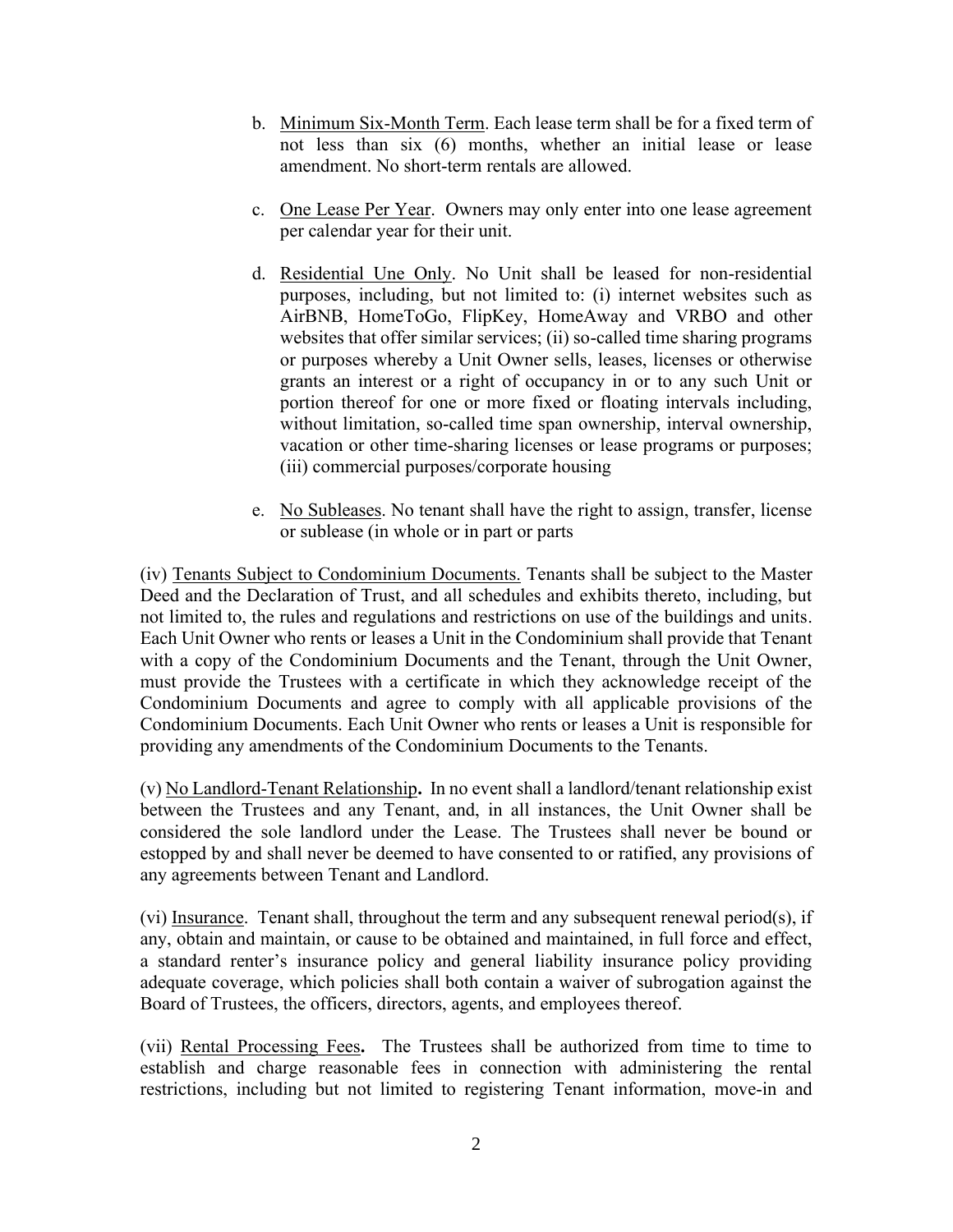b. <u>Minimum Six-Month Term</u>. Each lease term shall be for a fixed term of not less than six (6) months, whether an initial lease or lease amendment. No short-term rentals are allowed.

c. <u>One Lease Per Year</u>. Owners may only enter into one lease agreement per calendar year for their unit.

d. <u>Residential Une Only</u>. No Unit shall be leased for non-residential purposes, including, but not limited to: (i) internet websites such as AirBNB, HomeToGo, FlipKey, HomeAway and VRBO and other websites that offer similar services; (ii) so-called time sharing programs or purposes whereby a Unit Owner sells, leases, licenses or otherwise grants an interest or a right of occupancy in or to any such Unit or portion thereof for one or more fixed or floating intervals including, without limitation, so-called time span ownership, interval ownership, vacation or other time-sharing licenses or lease programs or purposes; (iii) commercial purposes/corporate housing

e. <u>No Subleases</u>. No tenant shall have the right to assign, transfer, license or sublease (in whole or in part or parts

(iv) <u>Tenants Subject to Condominium Documents.</u> Tenants shall be subject to the Master Deed and the Declaration of Trust, and all schedules and exhibits thereto, including, but not limited to, the rules and regulations and restrictions on use of the buildings and units. Each Unit Owner who rents or leases a Unit in the Condominium shall provide that Tenant with a copy of the Condominium Documents and the Tenant, through the Unit Owner, must provide the Trustees with a certificate in which they acknowledge receipt of the Condominium Documents and agree to comply with all applicable provisions of the Condominium Documents. Each Unit Owner who rents or leases a Unit is responsible for providing any amendments of the Condominium Documents to the Tenants.

(v) <u>No Landlord-Tenant Relationship</u>**.** In no event shall a landlord/tenant relationship exist between the Trustees and any Tenant, and, in all instances, the Unit Owner shall be considered the sole landlord under the Lease. The Trustees shall never be bound or estopped by and shall never be deemed to have consented to or ratified, any provisions of any agreements between Tenant and Landlord.

(vi) <u>Insurance</u>. Tenant shall, throughout the term and any subsequent renewal period(s), if any, obtain and maintain, or cause to be obtained and maintained, in full force and effect, a standard renter's insurance policy and general liability insurance policy providing adequate coverage, which policies shall both contain a waiver of subrogation against the Board of Trustees, the officers, directors, agents, and employees thereof.

(vii) <u>Rental Processing Fees</u>**.** The Trustees shall be authorized from time to time to establish and charge reasonable fees in connection with administering the rental restrictions, including but not limited to registering Tenant information, move-in and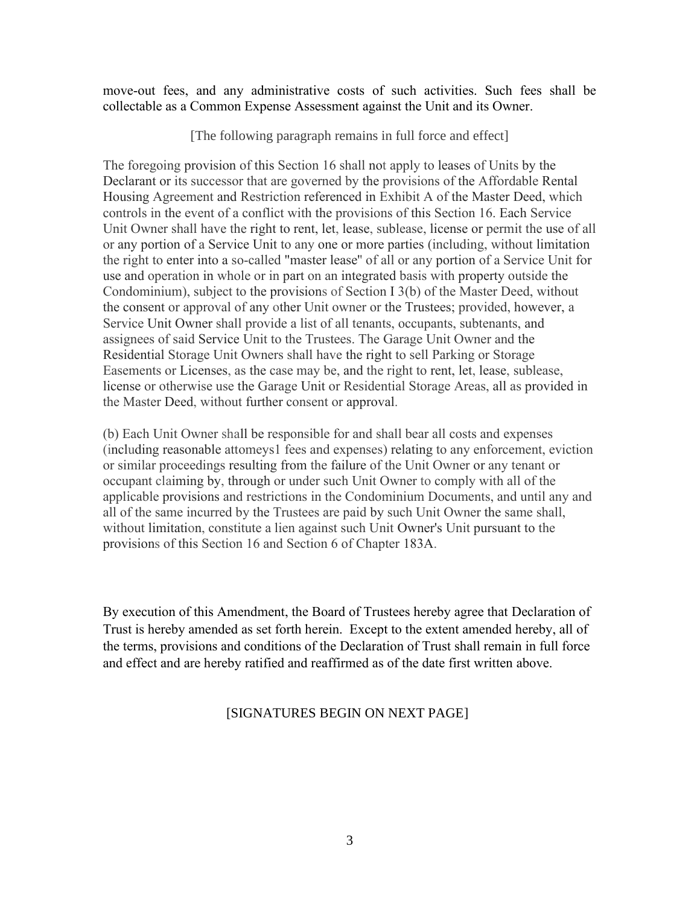move-out fees, and any administrative costs of such activities. Such fees shall be collectable as a Common Expense Assessment against the Unit and its Owner.

[The following paragraph remains in full force and effect]

The foregoing provision of this Section 16 shall not apply to leases of Units by the Declarant or its successor that are governed by the provisions of the Affordable Rental Housing Agreement and Restriction referenced in Exhibit A of the Master Deed, which controls in the event of a conflict with the provisions of this Section 16. Each Service Unit Owner shall have the right to rent, let, lease, sublease, license or permit the use of all or any portion of a Service Unit to any one or more parties (including, without limitation the right to enter into a so-called "master lease" of all or any portion of a Service Unit for use and operation in whole or in part on an integrated basis with property outside the Condominium), subject to the provisions of Section I 3(b) of the Master Deed, without the consent or approval of any other Unit owner or the Trustees; provided, however, a Service Unit Owner shall provide a list of all tenants, occupants, subtenants, and assignees of said Service Unit to the Trustees. The Garage Unit Owner and the Residential Storage Unit Owners shall have the right to sell Parking or Storage Easements or Licenses, as the case may be, and the right to rent, let, lease, sublease, license or otherwise use the Garage Unit or Residential Storage Areas, all as provided in the Master Deed, without further consent or approval.

(b) Each Unit Owner shall be responsible for and shall bear all costs and expenses (including reasonable attomeys1 fees and expenses) relating to any enforcement, eviction or similar proceedings resulting from the failure of the Unit Owner or any tenant or occupant claiming by, through or under such Unit Owner to comply with all of the applicable provisions and restrictions in the Condominium Documents, and until any and all of the same incurred by the Trustees are paid by such Unit Owner the same shall, without limitation, constitute a lien against such Unit Owner's Unit pursuant to the provisions of this Section 16 and Section 6 of Chapter 183A.

By execution of this Amendment, the Board of Trustees hereby agree that Declaration of Trust is hereby amended as set forth herein. Except to the extent amended hereby, all of the terms, provisions and conditions of the Declaration of Trust shall remain in full force and effect and are hereby ratified and reaffirmed as of the date first written above.

[SIGNATURES BEGIN ON NEXT PAGE]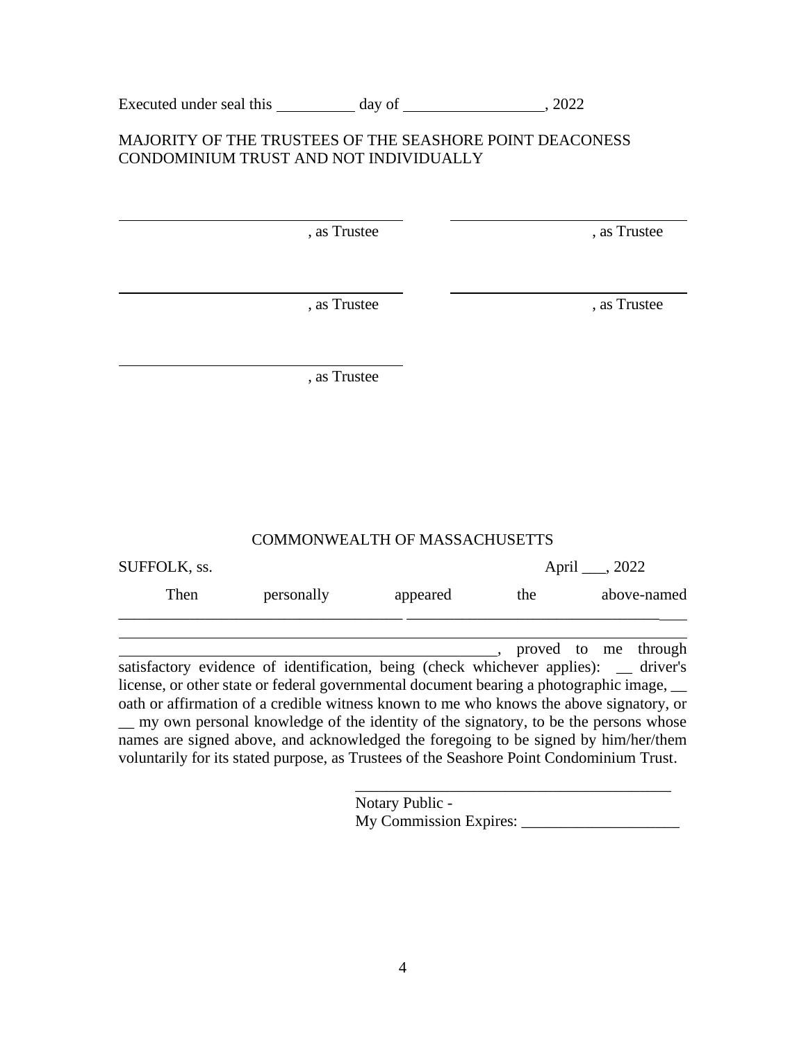Executed under seal this __________ day of __________________, 2022

MAJORITY OF THE TRUSTEES OF THE SEASHORE POINT DEACONESS CONDOMINIUM TRUST AND NOT INDIVIDUALLY

_________________________________, as Trustee

_________________________________, as Trustee

_________________________________, as Trustee

_________________________________, as Trustee

_________________________________, as Trustee

COMMONWEALTH OF MASSACHUSETTS

SUFFOLK, ss. April ___, 2022

Then personally appeared the above-named ____________________________________ ____________________________________

____________________________________________________________________________

________________________________________________, proved to me through satisfactory evidence of identification, being (check whichever applies): __ driver's license, or other state or federal governmental document bearing a photographic image, __ oath or affirmation of a credible witness known to me who knows the above signatory, or __ my own personal knowledge of the identity of the signatory, to be the persons whose names are signed above, and acknowledged the foregoing to be signed by him/her/them voluntarily for its stated purpose, as Trustees of the Seashore Point Condominium Trust.

________________________________________
Notary Public -
My Commission Expires: ____________________